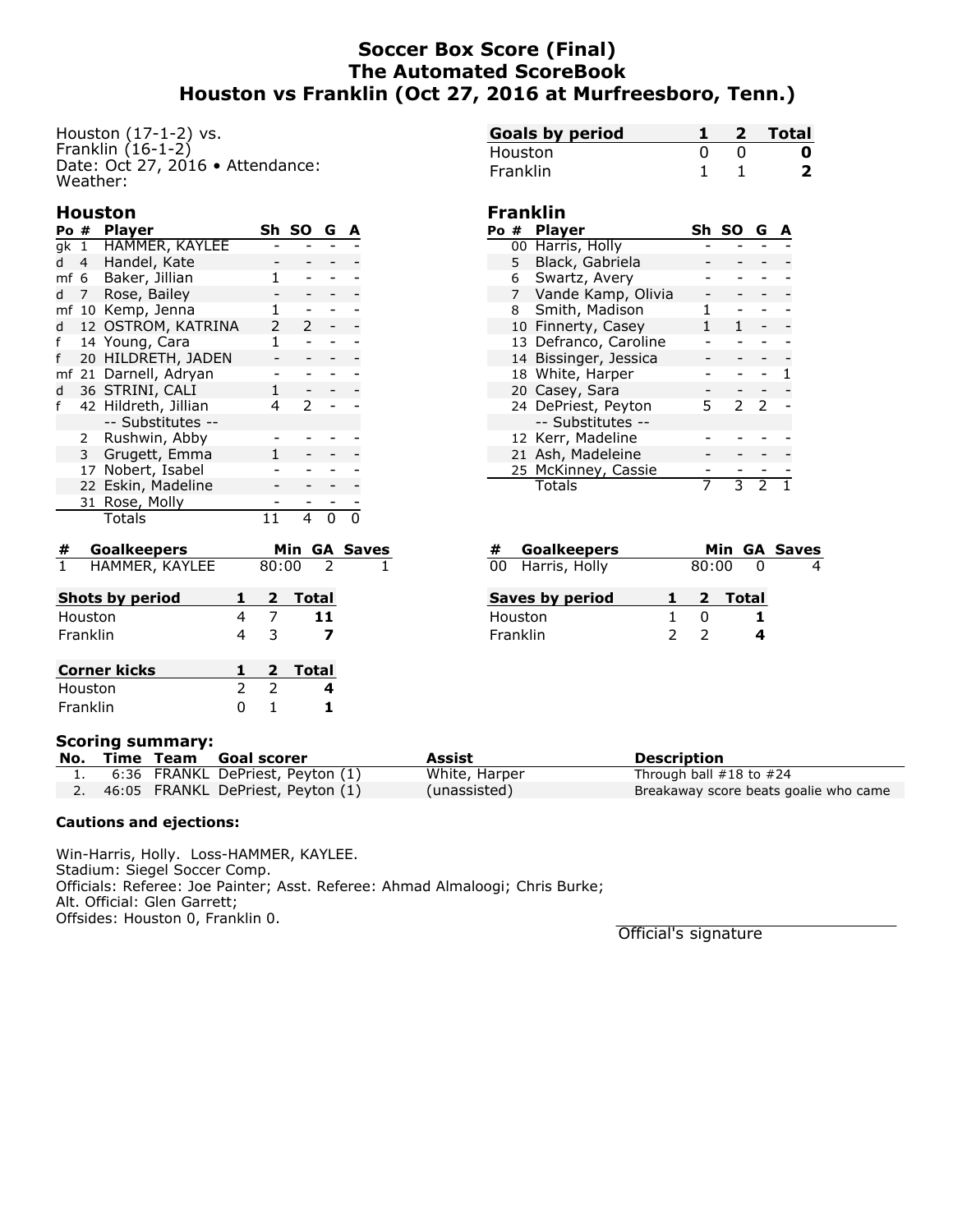# Soccer Box Score (Final)
## The Automated ScoreBook
## Houston vs Franklin (Oct 27, 2016 at Murfreesboro, Tenn.)

Houston (17-1-2) vs.
Franklin (16-1-2)
Date: Oct 27, 2016 • Attendance:
Weather:

| Goals by period | 1 | 2 | Total |
|---|---|---|---|
| Houston | 0 | 0 | **0** |
| Franklin | 1 | 1 | **2** |

### Houston

| Po | # | Player | Sh | SO | G | A |
|---|---|---|---|---|---|---|
| gk | 1 | HAMMER, KAYLEE | - | - | - | - |
| d | 4 | Handel, Kate | - | - | - | - |
| mf | 6 | Baker, Jillian | 1 | - | - | - |
| d | 7 | Rose, Bailey | - | - | - | - |
| mf | 10 | Kemp, Jenna | 1 | - | - | - |
| d | 12 | OSTROM, KATRINA | 2 | 2 | - | - |
| f | 14 | Young, Cara | 1 | - | - | - |
| f | 20 | HILDRETH, JADEN | - | - | - | - |
| mf | 21 | Darnell, Adryan | - | - | - | - |
| d | 36 | STRINI, CALI | 1 | - | - | - |
| f | 42 | Hildreth, Jillian | 4 | 2 | - | - |
| | | -- Substitutes -- | | | | |
| | 2 | Rushwin, Abby | - | - | - | - |
| | 3 | Grugett, Emma | 1 | - | - | - |
| | 17 | Nobert, Isabel | - | - | - | - |
| | 22 | Eskin, Madeline | - | - | - | - |
| | 31 | Rose, Molly | - | - | - | - |
| | | Totals | 11 | 4 | 0 | 0 |

### Franklin

| Po | # | Player | Sh | SO | G | A |
|---|---|---|---|---|---|---|
| | 00 | Harris, Holly | - | - | - | - |
| | 5 | Black, Gabriela | - | - | - | - |
| | 6 | Swartz, Avery | - | - | - | - |
| | 7 | Vande Kamp, Olivia | - | - | - | - |
| | 8 | Smith, Madison | 1 | - | - | - |
| | 10 | Finnerty, Casey | 1 | 1 | - | - |
| | 13 | Defranco, Caroline | - | - | - | - |
| | 14 | Bissinger, Jessica | - | - | - | - |
| | 18 | White, Harper | - | - | - | 1 |
| | 20 | Casey, Sara | - | - | - | - |
| | 24 | DePriest, Peyton | 5 | 2 | 2 | - |
| | | -- Substitutes -- | | | | |
| | 12 | Kerr, Madeline | - | - | - | - |
| | 21 | Ash, Madeleine | - | - | - | - |
| | 25 | McKinney, Cassie | - | - | - | - |
| | | Totals | 7 | 3 | 2 | 1 |

| # | Goalkeepers | Min | GA | Saves |
|---|---|---|---|---|
| 1 | HAMMER, KAYLEE | 80:00 | 2 | 1 |

| # | Goalkeepers | Min | GA | Saves |
|---|---|---|---|---|
| 00 | Harris, Holly | 80:00 | 0 | 4 |

| Shots by period | 1 | 2 | Total |
|---|---|---|---|
| Houston | 4 | 7 | **11** |
| Franklin | 4 | 3 | **7** |

| Saves by period | 1 | 2 | Total |
|---|---|---|---|
| Houston | 1 | 0 | **1** |
| Franklin | 2 | 2 | **4** |

| Corner kicks | 1 | 2 | Total |
|---|---|---|---|
| Houston | 2 | 2 | **4** |
| Franklin | 0 | 1 | **1** |

**Scoring summary:**

| No. | Time | Team | Goal scorer | Assist | Description |
|---|---|---|---|---|---|
| 1. | 6:36 | FRANKL | DePriest, Peyton (1) | White, Harper | Through ball #18 to #24 |
| 2. | 46:05 | FRANKL | DePriest, Peyton (1) | (unassisted) | Breakaway score beats goalie who came |

**Cautions and ejections:**

Win-Harris, Holly. Loss-HAMMER, KAYLEE.
Stadium: Siegel Soccer Comp.
Officials: Referee: Joe Painter; Asst. Referee: Ahmad Almaloogi; Chris Burke;
Alt. Official: Glen Garrett;
Offsides: Houston 0, Franklin 0.

Official's signature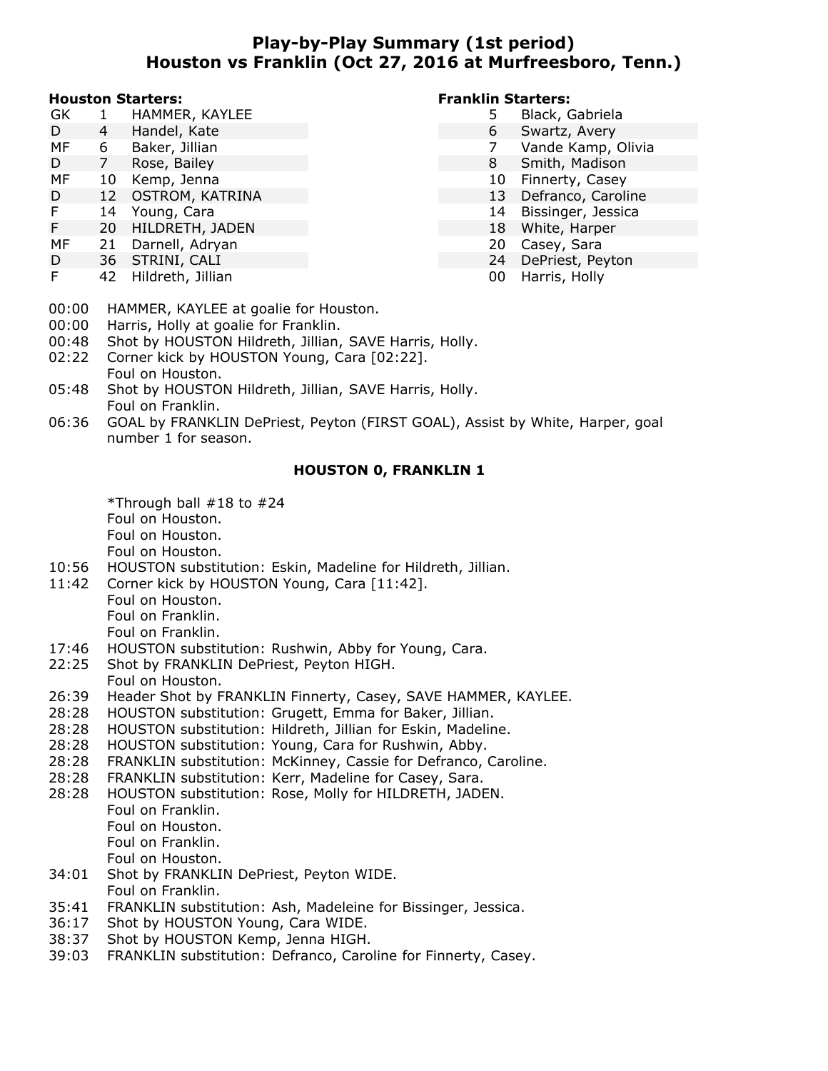# Play-by-Play Summary (1st period)
## Houston vs Franklin (Oct 27, 2016 at Murfreesboro, Tenn.)

**Houston Starters:**

| Pos | No. | Name |
|---|---|---|
| GK | 1 | HAMMER, KAYLEE |
| D | 4 | Handel, Kate |
| MF | 6 | Baker, Jillian |
| D | 7 | Rose, Bailey |
| MF | 10 | Kemp, Jenna |
| D | 12 | OSTROM, KATRINA |
| F | 14 | Young, Cara |
| F | 20 | HILDRETH, JADEN |
| MF | 21 | Darnell, Adryan |
| D | 36 | STRINI, CALI |
| F | 42 | Hildreth, Jillian |

**Franklin Starters:**

| No. | Name |
|---|---|
| 5 | Black, Gabriela |
| 6 | Swartz, Avery |
| 7 | Vande Kamp, Olivia |
| 8 | Smith, Madison |
| 10 | Finnerty, Casey |
| 13 | Defranco, Caroline |
| 14 | Bissinger, Jessica |
| 18 | White, Harper |
| 20 | Casey, Sara |
| 24 | DePriest, Peyton |
| 00 | Harris, Holly |

00:00 HAMMER, KAYLEE at goalie for Houston.
00:00 Harris, Holly at goalie for Franklin.
00:48 Shot by HOUSTON Hildreth, Jillian, SAVE Harris, Holly.
02:22 Corner kick by HOUSTON Young, Cara [02:22].
Foul on Houston.
05:48 Shot by HOUSTON Hildreth, Jillian, SAVE Harris, Holly.
Foul on Franklin.
06:36 GOAL by FRANKLIN DePriest, Peyton (FIRST GOAL), Assist by White, Harper, goal number 1 for season.

**HOUSTON 0, FRANKLIN 1**

*Through ball #18 to #24
Foul on Houston.
Foul on Houston.
Foul on Houston.
10:56 HOUSTON substitution: Eskin, Madeline for Hildreth, Jillian.
11:42 Corner kick by HOUSTON Young, Cara [11:42].
Foul on Houston.
Foul on Franklin.
Foul on Franklin.
17:46 HOUSTON substitution: Rushwin, Abby for Young, Cara.
22:25 Shot by FRANKLIN DePriest, Peyton HIGH.
Foul on Houston.
26:39 Header Shot by FRANKLIN Finnerty, Casey, SAVE HAMMER, KAYLEE.
28:28 HOUSTON substitution: Grugett, Emma for Baker, Jillian.
28:28 HOUSTON substitution: Hildreth, Jillian for Eskin, Madeline.
28:28 HOUSTON substitution: Young, Cara for Rushwin, Abby.
28:28 FRANKLIN substitution: McKinney, Cassie for Defranco, Caroline.
28:28 FRANKLIN substitution: Kerr, Madeline for Casey, Sara.
28:28 HOUSTON substitution: Rose, Molly for HILDRETH, JADEN.
Foul on Franklin.
Foul on Houston.
Foul on Franklin.
Foul on Houston.
34:01 Shot by FRANKLIN DePriest, Peyton WIDE.
Foul on Franklin.
35:41 FRANKLIN substitution: Ash, Madeleine for Bissinger, Jessica.
36:17 Shot by HOUSTON Young, Cara WIDE.
38:37 Shot by HOUSTON Kemp, Jenna HIGH.
39:03 FRANKLIN substitution: Defranco, Caroline for Finnerty, Casey.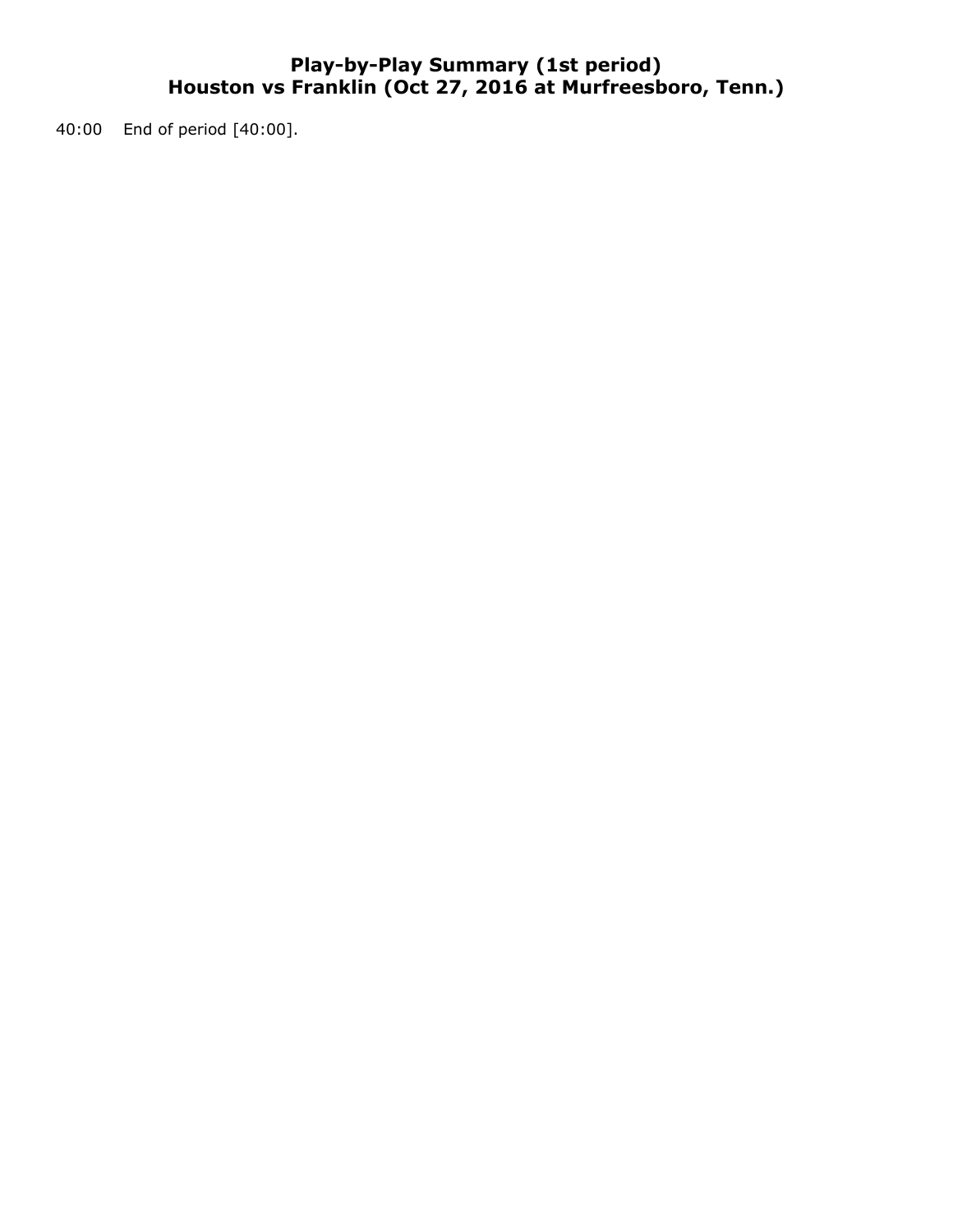# Play-by-Play Summary (1st period)
# Houston vs Franklin (Oct 27, 2016 at Murfreesboro, Tenn.)

40:00 End of period [40:00].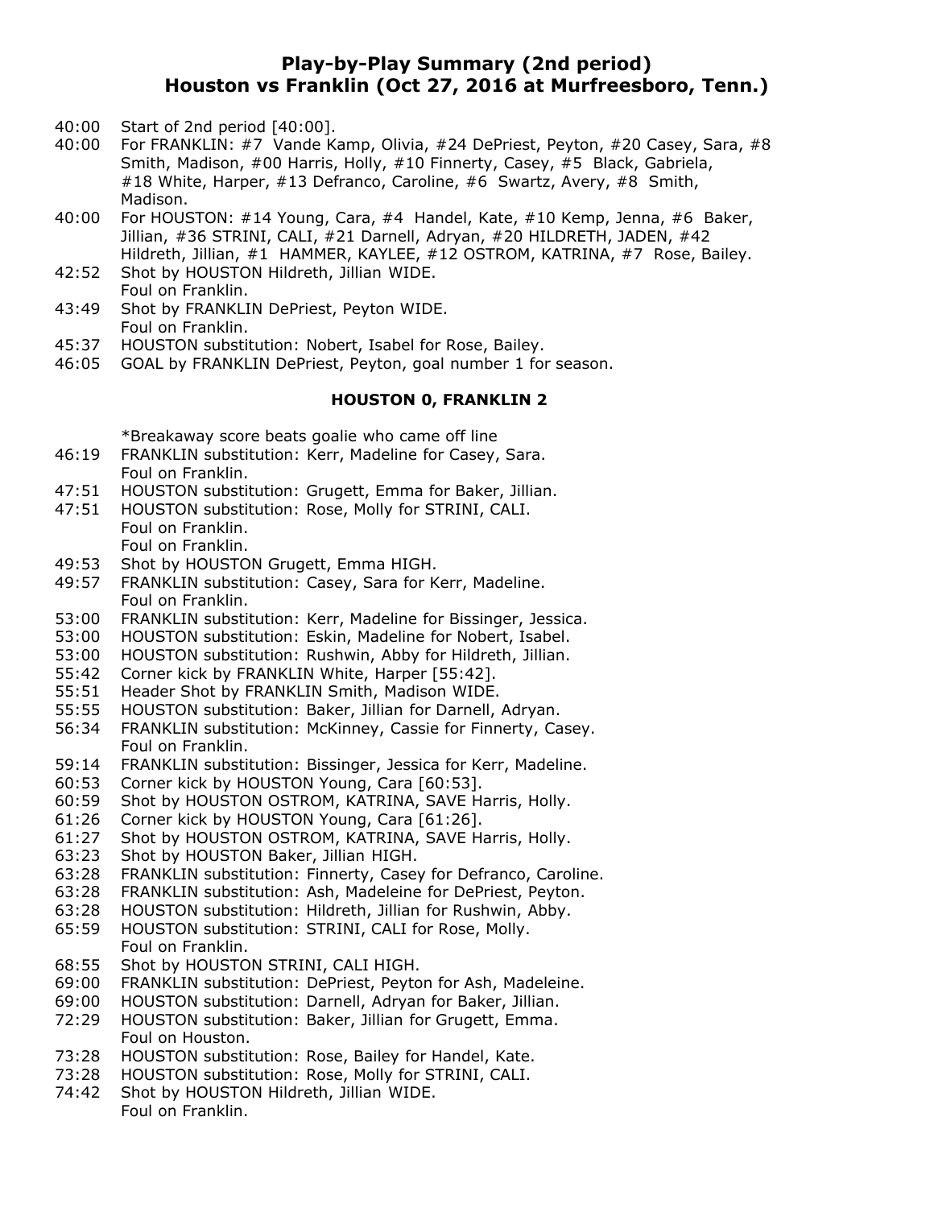# Play-by-Play Summary (2nd period)
# Houston vs Franklin (Oct 27, 2016 at Murfreesboro, Tenn.)

40:00 Start of 2nd period [40:00].
40:00 For FRANKLIN: #7 Vande Kamp, Olivia, #24 DePriest, Peyton, #20 Casey, Sara, #8 Smith, Madison, #00 Harris, Holly, #10 Finnerty, Casey, #5 Black, Gabriela, #18 White, Harper, #13 Defranco, Caroline, #6 Swartz, Avery, #8 Smith, Madison.
40:00 For HOUSTON: #14 Young, Cara, #4 Handel, Kate, #10 Kemp, Jenna, #6 Baker, Jillian, #36 STRINI, CALI, #21 Darnell, Adryan, #20 HILDRETH, JADEN, #42 Hildreth, Jillian, #1 HAMMER, KAYLEE, #12 OSTROM, KATRINA, #7 Rose, Bailey.
42:52 Shot by HOUSTON Hildreth, Jillian WIDE.
Foul on Franklin.
43:49 Shot by FRANKLIN DePriest, Peyton WIDE.
Foul on Franklin.
45:37 HOUSTON substitution: Nobert, Isabel for Rose, Bailey.
46:05 GOAL by FRANKLIN DePriest, Peyton, goal number 1 for season.

**HOUSTON 0, FRANKLIN 2**

*Breakaway score beats goalie who came off line
46:19 FRANKLIN substitution: Kerr, Madeline for Casey, Sara.
Foul on Franklin.
47:51 HOUSTON substitution: Grugett, Emma for Baker, Jillian.
47:51 HOUSTON substitution: Rose, Molly for STRINI, CALI.
Foul on Franklin.
Foul on Franklin.
49:53 Shot by HOUSTON Grugett, Emma HIGH.
49:57 FRANKLIN substitution: Casey, Sara for Kerr, Madeline.
Foul on Franklin.
53:00 FRANKLIN substitution: Kerr, Madeline for Bissinger, Jessica.
53:00 HOUSTON substitution: Eskin, Madeline for Nobert, Isabel.
53:00 HOUSTON substitution: Rushwin, Abby for Hildreth, Jillian.
55:42 Corner kick by FRANKLIN White, Harper [55:42].
55:51 Header Shot by FRANKLIN Smith, Madison WIDE.
55:55 HOUSTON substitution: Baker, Jillian for Darnell, Adryan.
56:34 FRANKLIN substitution: McKinney, Cassie for Finnerty, Casey.
Foul on Franklin.
59:14 FRANKLIN substitution: Bissinger, Jessica for Kerr, Madeline.
60:53 Corner kick by HOUSTON Young, Cara [60:53].
60:59 Shot by HOUSTON OSTROM, KATRINA, SAVE Harris, Holly.
61:26 Corner kick by HOUSTON Young, Cara [61:26].
61:27 Shot by HOUSTON OSTROM, KATRINA, SAVE Harris, Holly.
63:23 Shot by HOUSTON Baker, Jillian HIGH.
63:28 FRANKLIN substitution: Finnerty, Casey for Defranco, Caroline.
63:28 FRANKLIN substitution: Ash, Madeleine for DePriest, Peyton.
63:28 HOUSTON substitution: Hildreth, Jillian for Rushwin, Abby.
65:59 HOUSTON substitution: STRINI, CALI for Rose, Molly.
Foul on Franklin.
68:55 Shot by HOUSTON STRINI, CALI HIGH.
69:00 FRANKLIN substitution: DePriest, Peyton for Ash, Madeleine.
69:00 HOUSTON substitution: Darnell, Adryan for Baker, Jillian.
72:29 HOUSTON substitution: Baker, Jillian for Grugett, Emma.
Foul on Houston.
73:28 HOUSTON substitution: Rose, Bailey for Handel, Kate.
73:28 HOUSTON substitution: Rose, Molly for STRINI, CALI.
74:42 Shot by HOUSTON Hildreth, Jillian WIDE.
Foul on Franklin.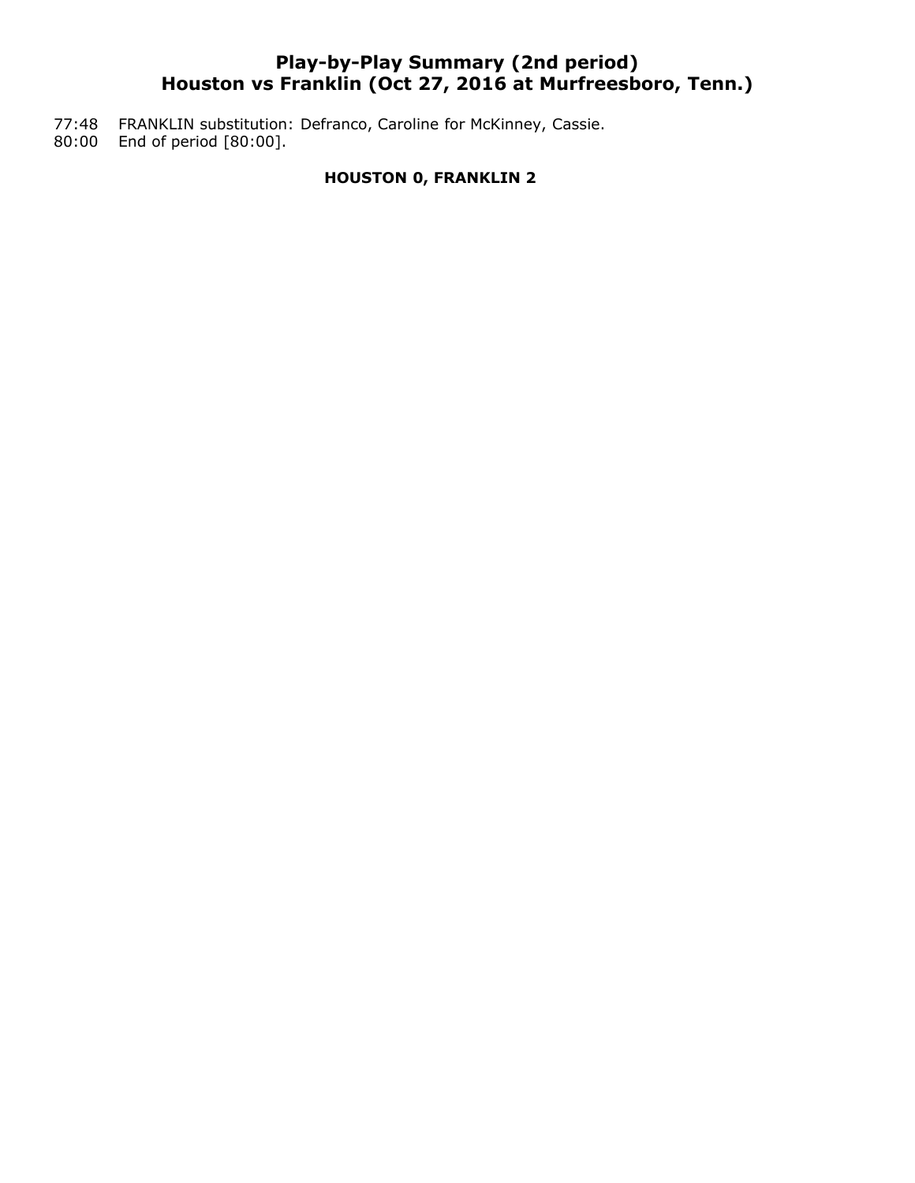# Play-by-Play Summary (2nd period)
# Houston vs Franklin (Oct 27, 2016 at Murfreesboro, Tenn.)

77:48 FRANKLIN substitution: Defranco, Caroline for McKinney, Cassie.
80:00 End of period [80:00].

**HOUSTON 0, FRANKLIN 2**